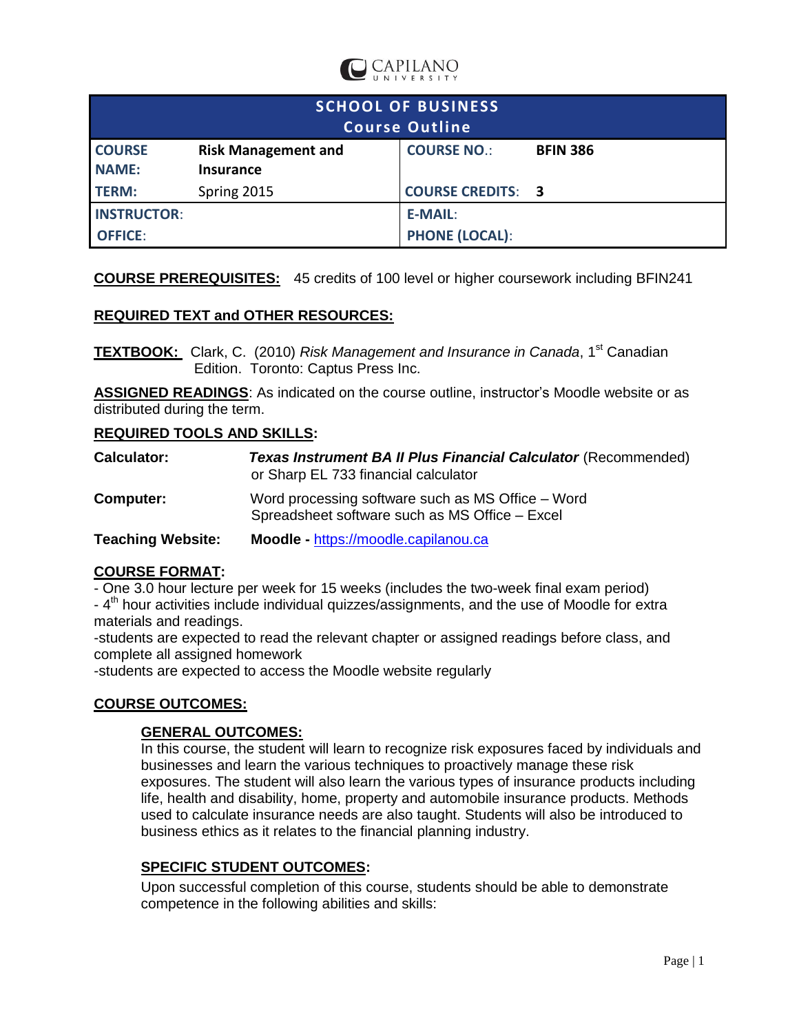CAPILANO UNIVERSITY

| SCHOOL OF BUSINESS Course Outline | | | |
|---|---|---|---|
| **COURSE NAME:** | **Risk Management and Insurance** | **COURSE NO.:** | **BFIN 386** |
| **TERM:** | Spring 2015 | **COURSE CREDITS:** | **3** |
| **INSTRUCTOR:** | | **E-MAIL:** | |
| **OFFICE:** | | **PHONE (LOCAL):** | |

**COURSE PREREQUISITES:** 45 credits of 100 level or higher coursework including BFIN241

**REQUIRED TEXT and OTHER RESOURCES:**

**TEXTBOOK:** Clark, C. (2010) *Risk Management and Insurance in Canada*, 1st Canadian Edition. Toronto: Captus Press Inc.

**ASSIGNED READINGS**: As indicated on the course outline, instructor's Moodle website or as distributed during the term.

**REQUIRED TOOLS AND SKILLS:**

**Calculator:** ***Texas Instrument BA II Plus Financial Calculator*** (Recommended) or Sharp EL 733 financial calculator

**Computer:** Word processing software such as MS Office – Word
Spreadsheet software such as MS Office – Excel

**Teaching Website:** **Moodle -** https://moodle.capilanou.ca

**COURSE FORMAT:**

- One 3.0 hour lecture per week for 15 weeks (includes the two-week final exam period)
- 4th hour activities include individual quizzes/assignments, and the use of Moodle for extra materials and readings.
- students are expected to read the relevant chapter or assigned readings before class, and complete all assigned homework
- students are expected to access the Moodle website regularly

**COURSE OUTCOMES:**

**GENERAL OUTCOMES:**

In this course, the student will learn to recognize risk exposures faced by individuals and businesses and learn the various techniques to proactively manage these risk exposures. The student will also learn the various types of insurance products including life, health and disability, home, property and automobile insurance products. Methods used to calculate insurance needs are also taught. Students will also be introduced to business ethics as it relates to the financial planning industry.

**SPECIFIC STUDENT OUTCOMES:**

Upon successful completion of this course, students should be able to demonstrate competence in the following abilities and skills: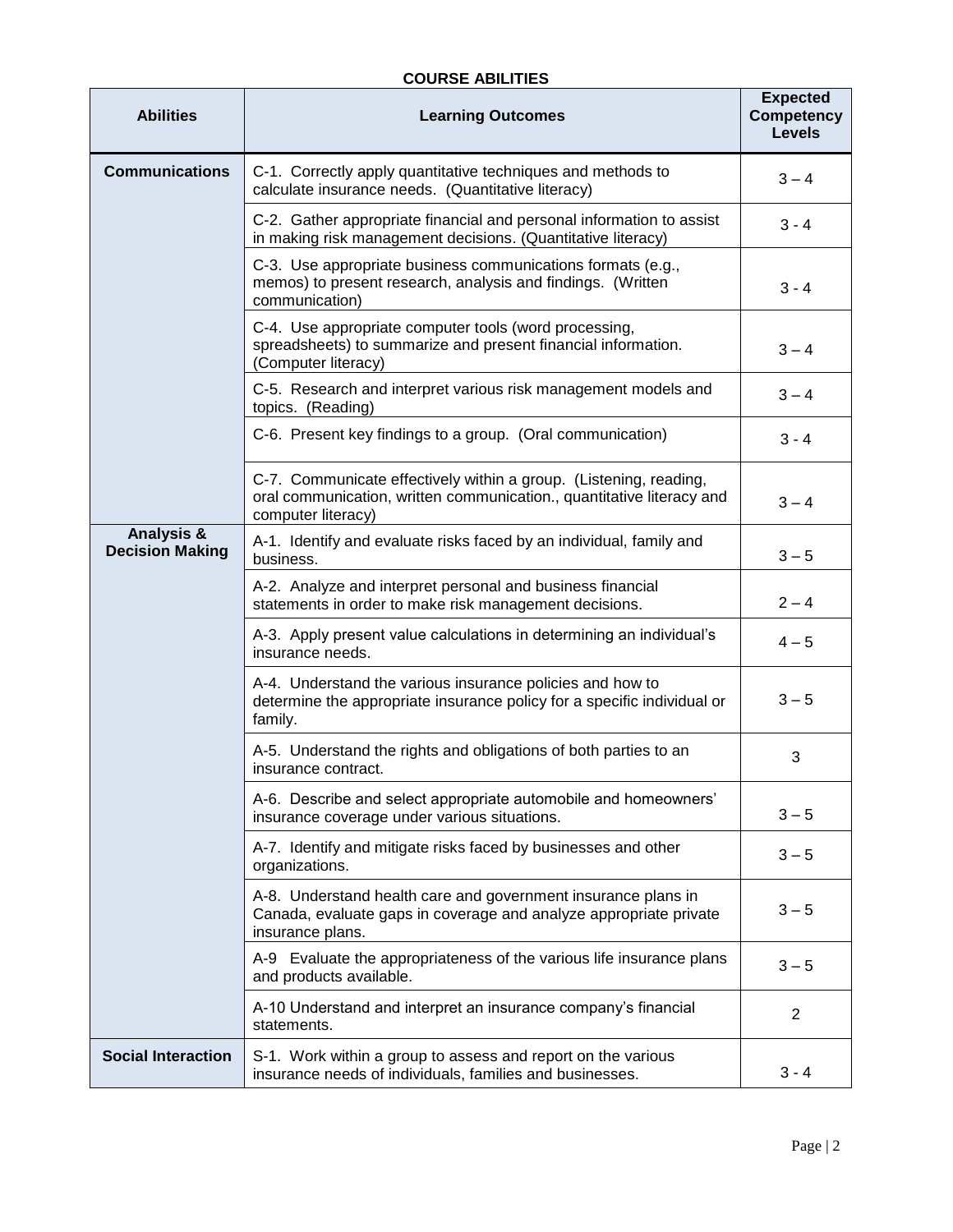**COURSE ABILITIES**

| Abilities | Learning Outcomes | Expected Competency Levels |
|---|---|---|
| **Communications** | C-1. Correctly apply quantitative techniques and methods to calculate insurance needs. (Quantitative literacy) | 3 – 4 |
| | C-2. Gather appropriate financial and personal information to assist in making risk management decisions. (Quantitative literacy) | 3 - 4 |
| | C-3. Use appropriate business communications formats (e.g., memos) to present research, analysis and findings. (Written communication) | 3 - 4 |
| | C-4. Use appropriate computer tools (word processing, spreadsheets) to summarize and present financial information. (Computer literacy) | 3 – 4 |
| | C-5. Research and interpret various risk management models and topics. (Reading) | 3 – 4 |
| | C-6. Present key findings to a group. (Oral communication) | 3 - 4 |
| | C-7. Communicate effectively within a group. (Listening, reading, oral communication, written communication., quantitative literacy and computer literacy) | 3 – 4 |
| **Analysis & Decision Making** | A-1. Identify and evaluate risks faced by an individual, family and business. | 3 – 5 |
| | A-2. Analyze and interpret personal and business financial statements in order to make risk management decisions. | 2 – 4 |
| | A-3. Apply present value calculations in determining an individual's insurance needs. | 4 – 5 |
| | A-4. Understand the various insurance policies and how to determine the appropriate insurance policy for a specific individual or family. | 3 – 5 |
| | A-5. Understand the rights and obligations of both parties to an insurance contract. | 3 |
| | A-6. Describe and select appropriate automobile and homeowners' insurance coverage under various situations. | 3 – 5 |
| | A-7. Identify and mitigate risks faced by businesses and other organizations. | 3 – 5 |
| | A-8. Understand health care and government insurance plans in Canada, evaluate gaps in coverage and analyze appropriate private insurance plans. | 3 – 5 |
| | A-9 Evaluate the appropriateness of the various life insurance plans and products available. | 3 – 5 |
| | A-10 Understand and interpret an insurance company's financial statements. | 2 |
| **Social Interaction** | S-1. Work within a group to assess and report on the various insurance needs of individuals, families and businesses. | 3 - 4 |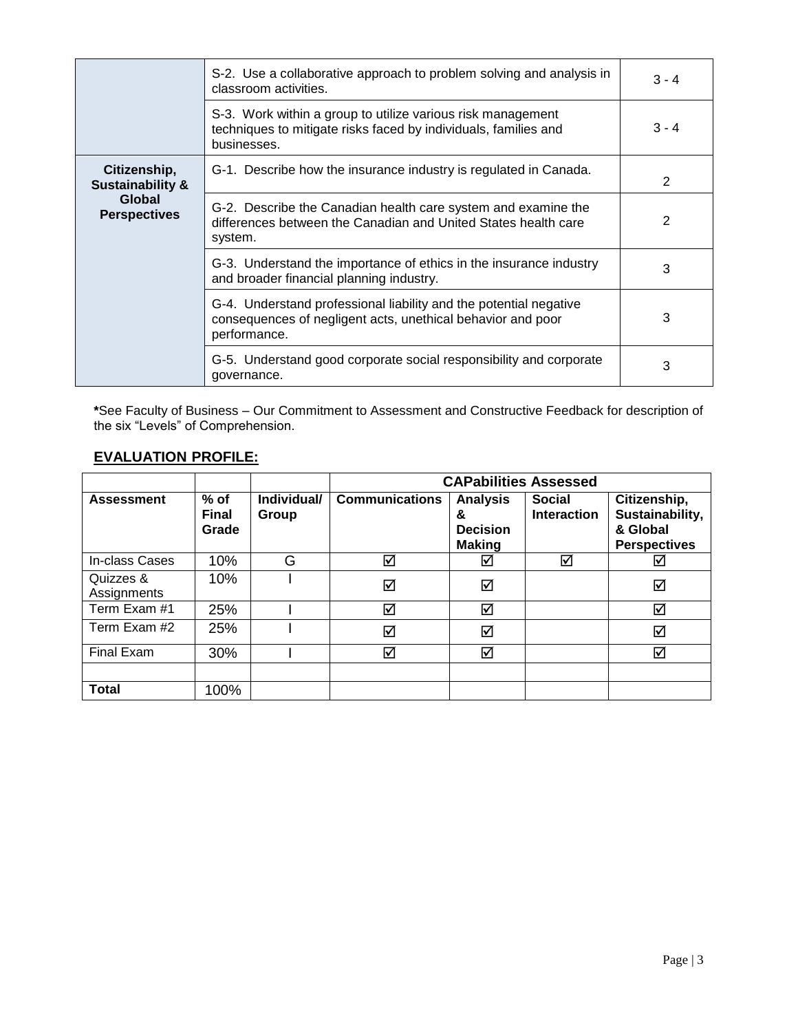| | | |
|---|---|---|
| | S-2. Use a collaborative approach to problem solving and analysis in classroom activities. | 3 - 4 |
| | S-3. Work within a group to utilize various risk management techniques to mitigate risks faced by individuals, families and businesses. | 3 - 4 |
| **Citizenship, Sustainability & Global Perspectives** | G-1. Describe how the insurance industry is regulated in Canada. | 2 |
| | G-2. Describe the Canadian health care system and examine the differences between the Canadian and United States health care system. | 2 |
| | G-3. Understand the importance of ethics in the insurance industry and broader financial planning industry. | 3 |
| | G-4. Understand professional liability and the potential negative consequences of negligent acts, unethical behavior and poor performance. | 3 |
| | G-5. Understand good corporate social responsibility and corporate governance. | 3 |

**\***See Faculty of Business – Our Commitment to Assessment and Constructive Feedback for description of the six "Levels" of Comprehension.

## EVALUATION PROFILE:

| | | | **CAPabilities Assessed** | | | |
|---|---|---|---|---|---|---|
| **Assessment** | **% of Final Grade** | **Individual/ Group** | **Communications** | **Analysis & Decision Making** | **Social Interaction** | **Citizenship, Sustainability, & Global Perspectives** |
| In-class Cases | 10% | G | ☑ | ☑ | ☑ | ☑ |
| Quizzes & Assignments | 10% | I | ☑ | ☑ | | ☑ |
| Term Exam #1 | 25% | I | ☑ | ☑ | | ☑ |
| Term Exam #2 | 25% | I | ☑ | ☑ | | ☑ |
| Final Exam | 30% | I | ☑ | ☑ | | ☑ |
| | | | | | | |
| **Total** | 100% | | | | | |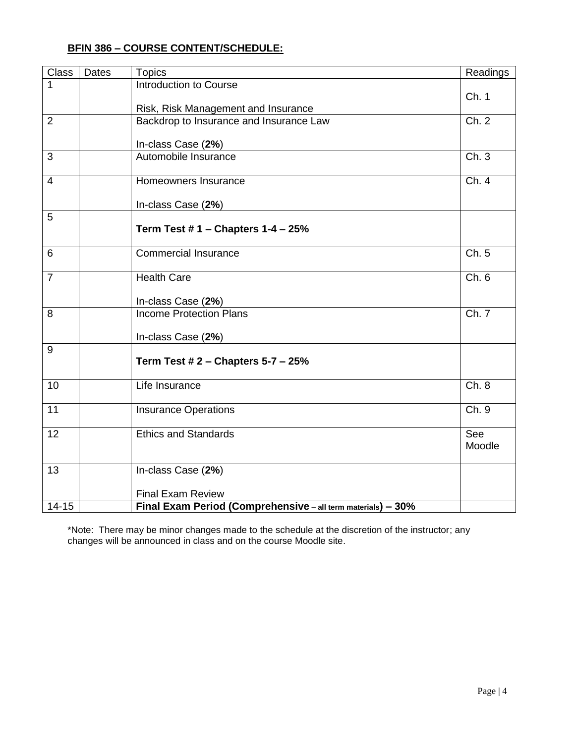**BFIN 386 – COURSE CONTENT/SCHEDULE:**

| Class | Dates | Topics | Readings |
|---|---|---|---|
| 1 | | Introduction to Course<br><br>Risk, Risk Management and Insurance | Ch. 1 |
| 2 | | Backdrop to Insurance and Insurance Law<br><br>In-class Case (**2%**) | Ch. 2 |
| 3 | | Automobile Insurance | Ch. 3 |
| 4 | | Homeowners Insurance<br><br>In-class Case (**2%**) | Ch. 4 |
| 5 | | **Term Test # 1 – Chapters 1-4 – 25%** | |
| 6 | | Commercial Insurance | Ch. 5 |
| 7 | | Health Care<br><br>In-class Case (**2%**) | Ch. 6 |
| 8 | | Income Protection Plans<br><br>In-class Case (**2%**) | Ch. 7 |
| 9 | | **Term Test # 2 – Chapters 5-7 – 25%** | |
| 10 | | Life Insurance | Ch. 8 |
| 11 | | Insurance Operations | Ch. 9 |
| 12 | | Ethics and Standards | See Moodle |
| 13 | | In-class Case (**2%**)<br><br>Final Exam Review | |
| 14-15 | | **Final Exam Period (Comprehensive – all term materials) – 30%** | |

*Note: There may be minor changes made to the schedule at the discretion of the instructor; any changes will be announced in class and on the course Moodle site.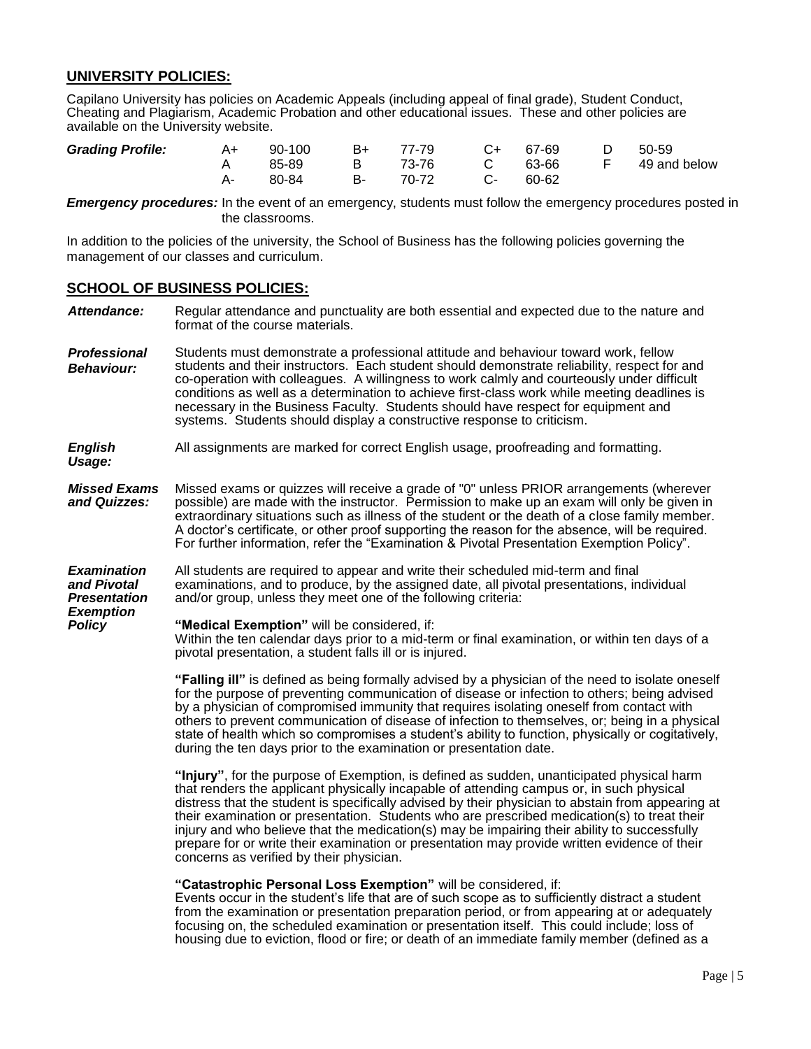## UNIVERSITY POLICIES:

Capilano University has policies on Academic Appeals (including appeal of final grade), Student Conduct, Cheating and Plagiarism, Academic Probation and other educational issues. These and other policies are available on the University website.

***Grading Profile:***

| | | | | | | | |
|---|---|---|---|---|---|---|---|
| A+ | 90-100 | B+ | 77-79 | C+ | 67-69 | D | 50-59 |
| A | 85-89 | B | 73-76 | C | 63-66 | F | 49 and below |
| A- | 80-84 | B- | 70-72 | C- | 60-62 | | |

***Emergency procedures:*** In the event of an emergency, students must follow the emergency procedures posted in the classrooms.

In addition to the policies of the university, the School of Business has the following policies governing the management of our classes and curriculum.

## SCHOOL OF BUSINESS POLICIES:

***Attendance:*** Regular attendance and punctuality are both essential and expected due to the nature and format of the course materials.

***Professional Behaviour:*** Students must demonstrate a professional attitude and behaviour toward work, fellow students and their instructors. Each student should demonstrate reliability, respect for and co-operation with colleagues. A willingness to work calmly and courteously under difficult conditions as well as a determination to achieve first-class work while meeting deadlines is necessary in the Business Faculty. Students should have respect for equipment and systems. Students should display a constructive response to criticism.

***English Usage:*** All assignments are marked for correct English usage, proofreading and formatting.

***Missed Exams and Quizzes:*** Missed exams or quizzes will receive a grade of "0" unless PRIOR arrangements (wherever possible) are made with the instructor. Permission to make up an exam will only be given in extraordinary situations such as illness of the student or the death of a close family member. A doctor's certificate, or other proof supporting the reason for the absence, will be required. For further information, refer the "Examination & Pivotal Presentation Exemption Policy".

***Examination and Pivotal Presentation Exemption Policy*** All students are required to appear and write their scheduled mid-term and final examinations, and to produce, by the assigned date, all pivotal presentations, individual and/or group, unless they meet one of the following criteria:

**"Medical Exemption"** will be considered, if:
Within the ten calendar days prior to a mid-term or final examination, or within ten days of a pivotal presentation, a student falls ill or is injured.

**"Falling ill"** is defined as being formally advised by a physician of the need to isolate oneself for the purpose of preventing communication of disease or infection to others; being advised by a physician of compromised immunity that requires isolating oneself from contact with others to prevent communication of disease of infection to themselves, or; being in a physical state of health which so compromises a student's ability to function, physically or cogitatively, during the ten days prior to the examination or presentation date.

**"Injury"**, for the purpose of Exemption, is defined as sudden, unanticipated physical harm that renders the applicant physically incapable of attending campus or, in such physical distress that the student is specifically advised by their physician to abstain from appearing at their examination or presentation. Students who are prescribed medication(s) to treat their injury and who believe that the medication(s) may be impairing their ability to successfully prepare for or write their examination or presentation may provide written evidence of their concerns as verified by their physician.

**"Catastrophic Personal Loss Exemption"** will be considered, if:
Events occur in the student's life that are of such scope as to sufficiently distract a student from the examination or presentation preparation period, or from appearing at or adequately focusing on, the scheduled examination or presentation itself. This could include; loss of housing due to eviction, flood or fire; or death of an immediate family member (defined as a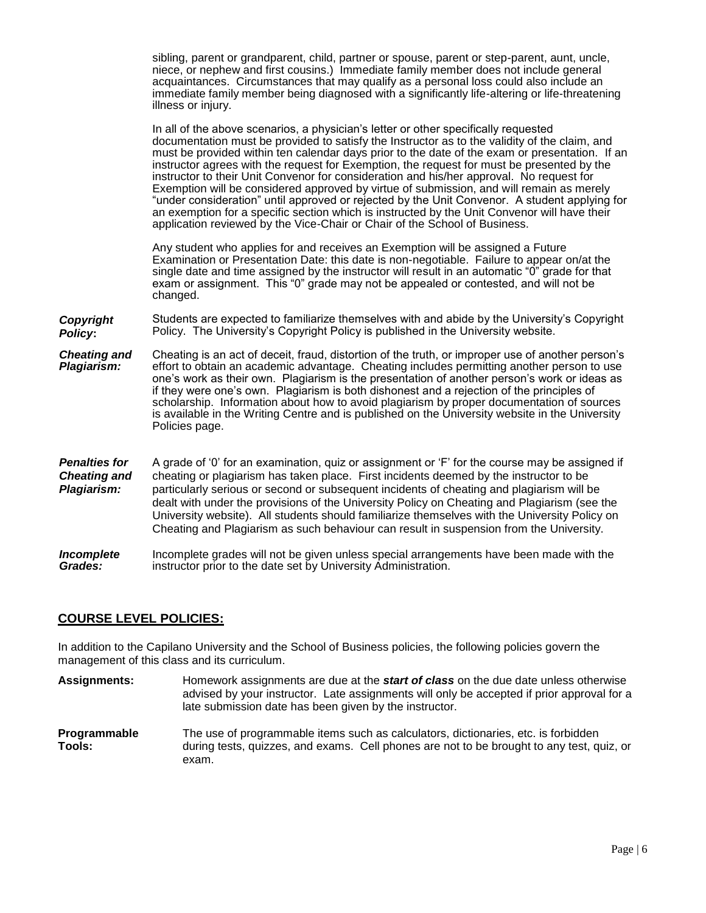sibling, parent or grandparent, child, partner or spouse, parent or step-parent, aunt, uncle, niece, or nephew and first cousins.) Immediate family member does not include general acquaintances. Circumstances that may qualify as a personal loss could also include an immediate family member being diagnosed with a significantly life-altering or life-threatening illness or injury.

In all of the above scenarios, a physician's letter or other specifically requested documentation must be provided to satisfy the Instructor as to the validity of the claim, and must be provided within ten calendar days prior to the date of the exam or presentation. If an instructor agrees with the request for Exemption, the request for must be presented by the instructor to their Unit Convenor for consideration and his/her approval. No request for Exemption will be considered approved by virtue of submission, and will remain as merely "under consideration" until approved or rejected by the Unit Convenor. A student applying for an exemption for a specific section which is instructed by the Unit Convenor will have their application reviewed by the Vice-Chair or Chair of the School of Business.

Any student who applies for and receives an Exemption will be assigned a Future Examination or Presentation Date: this date is non-negotiable. Failure to appear on/at the single date and time assigned by the instructor will result in an automatic "0" grade for that exam or assignment. This "0" grade may not be appealed or contested, and will not be changed.

***Copyright Policy*:** Students are expected to familiarize themselves with and abide by the University's Copyright Policy. The University's Copyright Policy is published in the University website.

***Cheating and Plagiarism:*** Cheating is an act of deceit, fraud, distortion of the truth, or improper use of another person's effort to obtain an academic advantage. Cheating includes permitting another person to use one's work as their own. Plagiarism is the presentation of another person's work or ideas as if they were one's own. Plagiarism is both dishonest and a rejection of the principles of scholarship. Information about how to avoid plagiarism by proper documentation of sources is available in the Writing Centre and is published on the University website in the University Policies page.

***Penalties for Cheating and Plagiarism:*** A grade of '0' for an examination, quiz or assignment or 'F' for the course may be assigned if cheating or plagiarism has taken place. First incidents deemed by the instructor to be particularly serious or second or subsequent incidents of cheating and plagiarism will be dealt with under the provisions of the University Policy on Cheating and Plagiarism (see the University website). All students should familiarize themselves with the University Policy on Cheating and Plagiarism as such behaviour can result in suspension from the University.

***Incomplete Grades:*** Incomplete grades will not be given unless special arrangements have been made with the instructor prior to the date set by University Administration.

## COURSE LEVEL POLICIES:

In addition to the Capilano University and the School of Business policies, the following policies govern the management of this class and its curriculum.

**Assignments:** Homework assignments are due at the ***start of class*** on the due date unless otherwise advised by your instructor. Late assignments will only be accepted if prior approval for a late submission date has been given by the instructor.

**Programmable Tools:** The use of programmable items such as calculators, dictionaries, etc. is forbidden during tests, quizzes, and exams. Cell phones are not to be brought to any test, quiz, or exam.